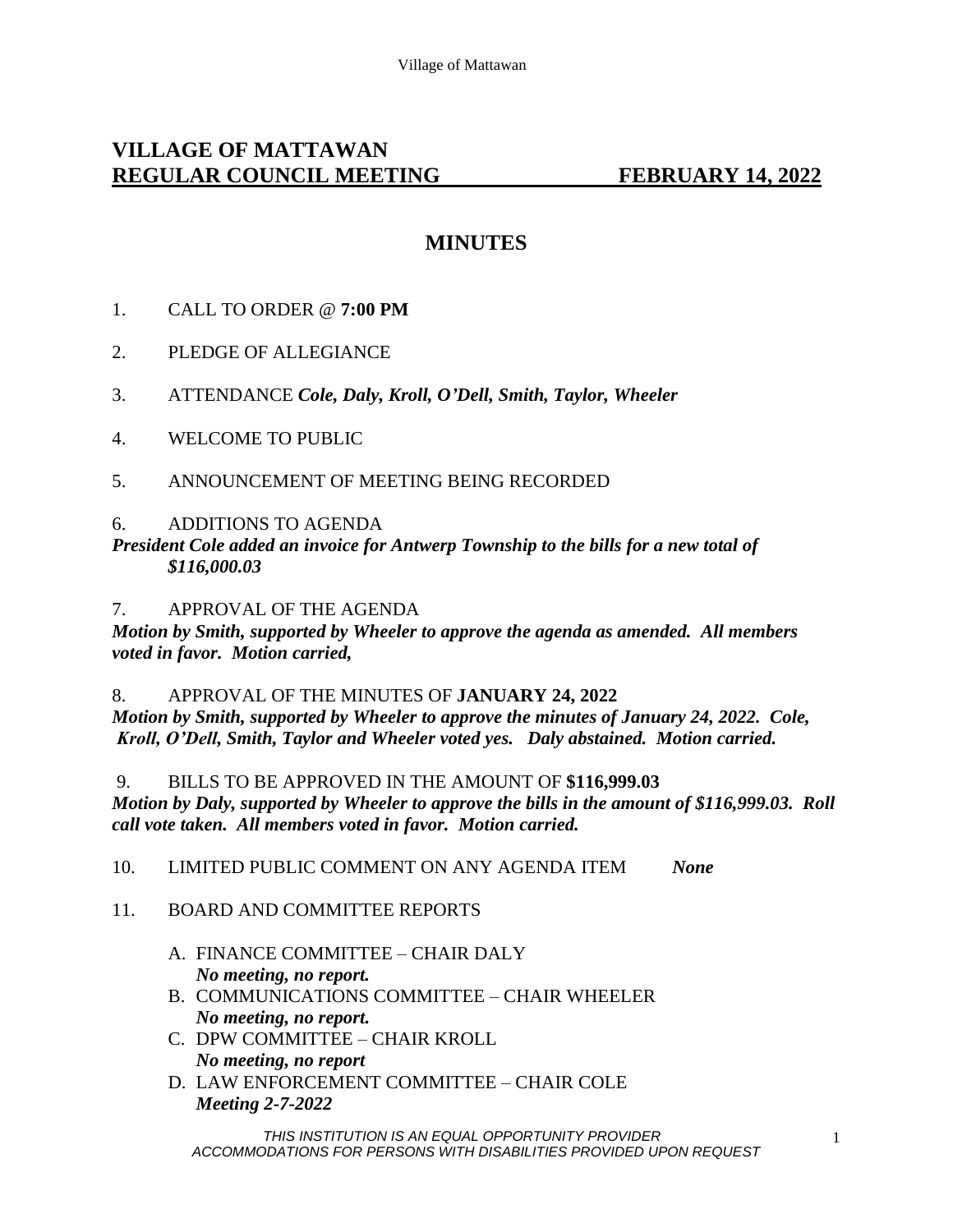# VILLAGE OF MATTAWAN

## REGULAR COUNCIL MEETING FEBRUARY 14, 2022

## MINUTES

1. CALL TO ORDER @ **7:00 PM**

2. PLEDGE OF ALLEGIANCE

3. ATTENDANCE ***Cole, Daly, Kroll, O'Dell, Smith, Taylor, Wheeler***

4. WELCOME TO PUBLIC

5. ANNOUNCEMENT OF MEETING BEING RECORDED

6. ADDITIONS TO AGENDA

***President Cole added an invoice for Antwerp Township to the bills for a new total of $116,000.03***

7. APPROVAL OF THE AGENDA

***Motion by Smith, supported by Wheeler to approve the agenda as amended. All members voted in favor. Motion carried,***

8. APPROVAL OF THE MINUTES OF **JANUARY 24, 2022**

***Motion by Smith, supported by Wheeler to approve the minutes of January 24, 2022. Cole, Kroll, O'Dell, Smith, Taylor and Wheeler voted yes. Daly abstained. Motion carried.***

9. BILLS TO BE APPROVED IN THE AMOUNT OF **$116,999.03**

***Motion by Daly, supported by Wheeler to approve the bills in the amount of $116,999.03. Roll call vote taken. All members voted in favor. Motion carried.***

10. LIMITED PUBLIC COMMENT ON ANY AGENDA ITEM ***None***

11. BOARD AND COMMITTEE REPORTS

    A. FINANCE COMMITTEE – CHAIR DALY
       ***No meeting, no report.***
    B. COMMUNICATIONS COMMITTEE – CHAIR WHEELER
       ***No meeting, no report.***
    C. DPW COMMITTEE – CHAIR KROLL
       ***No meeting, no report***
    D. LAW ENFORCEMENT COMMITTEE – CHAIR COLE
       ***Meeting 2-7-2022***

*THIS INSTITUTION IS AN EQUAL OPPORTUNITY PROVIDER*
*ACCOMMODATIONS FOR PERSONS WITH DISABILITIES PROVIDED UPON REQUEST*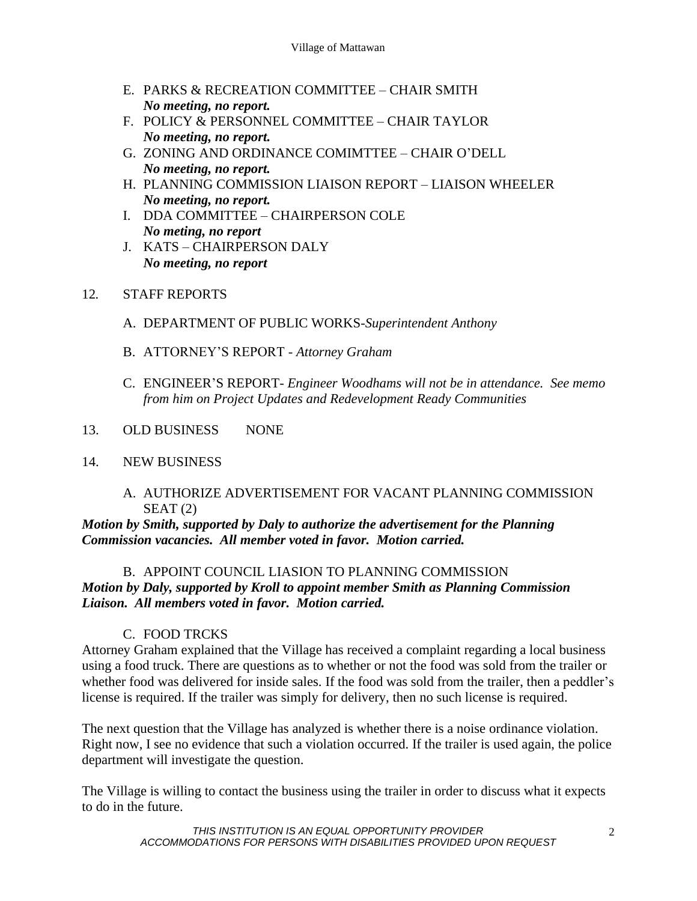E. PARKS & RECREATION COMMITTEE – CHAIR SMITH
***No meeting, no report.***

F. POLICY & PERSONNEL COMMITTEE – CHAIR TAYLOR
***No meeting, no report.***

G. ZONING AND ORDINANCE COMIMTTEE – CHAIR O'DELL
***No meeting, no report.***

H. PLANNING COMMISSION LIAISON REPORT – LIAISON WHEELER
***No meeting, no report.***

I. DDA COMMITTEE – CHAIRPERSON COLE
***No meting, no report***

J. KATS – CHAIRPERSON DALY
***No meeting, no report***

12. STAFF REPORTS

A. DEPARTMENT OF PUBLIC WORKS-*Superintendent Anthony*

B. ATTORNEY'S REPORT - *Attorney Graham*

C. ENGINEER'S REPORT- *Engineer Woodhams will not be in attendance. See memo from him on Project Updates and Redevelopment Ready Communities*

13. OLD BUSINESS NONE

14. NEW BUSINESS

A. AUTHORIZE ADVERTISEMENT FOR VACANT PLANNING COMMISSION SEAT (2)

***Motion by Smith, supported by Daly to authorize the advertisement for the Planning Commission vacancies. All member voted in favor. Motion carried.***

B. APPOINT COUNCIL LIASION TO PLANNING COMMISSION

***Motion by Daly, supported by Kroll to appoint member Smith as Planning Commission Liaison. All members voted in favor. Motion carried.***

C. FOOD TRCKS

Attorney Graham explained that the Village has received a complaint regarding a local business using a food truck. There are questions as to whether or not the food was sold from the trailer or whether food was delivered for inside sales. If the food was sold from the trailer, then a peddler's license is required. If the trailer was simply for delivery, then no such license is required.

The next question that the Village has analyzed is whether there is a noise ordinance violation. Right now, I see no evidence that such a violation occurred. If the trailer is used again, the police department will investigate the question.

The Village is willing to contact the business using the trailer in order to discuss what it expects to do in the future.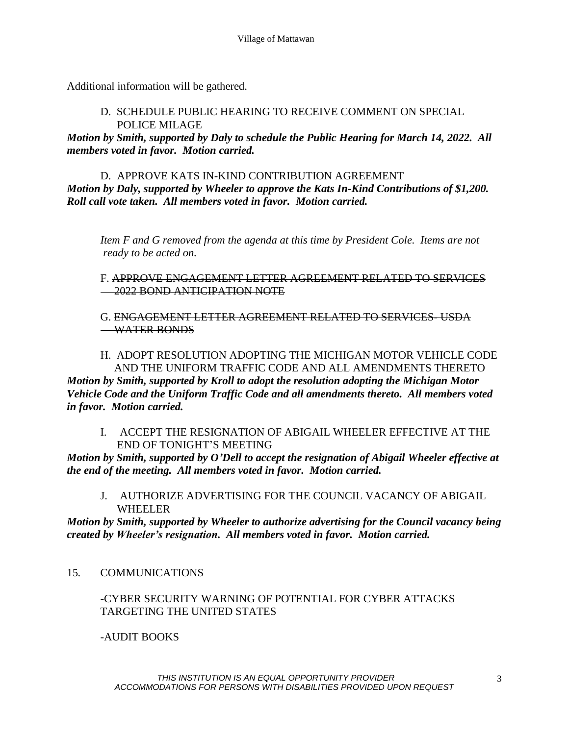Additional information will be gathered.

D. SCHEDULE PUBLIC HEARING TO RECEIVE COMMENT ON SPECIAL POLICE MILAGE

***Motion by Smith, supported by Daly to schedule the Public Hearing for March 14, 2022. All members voted in favor. Motion carried.***

D. APPROVE KATS IN-KIND CONTRIBUTION AGREEMENT

***Motion by Daly, supported by Wheeler to approve the Kats In-Kind Contributions of $1,200. Roll call vote taken. All members voted in favor. Motion carried.***

*Item F and G removed from the agenda at this time by President Cole. Items are not ready to be acted on.*

F. ~~APPROVE ENGAGEMENT LETTER AGREEMENT RELATED TO SERVICES 2022 BOND ANTICIPATION NOTE~~

G. ~~ENGAGEMENT LETTER AGREEMENT RELATED TO SERVICES- USDA WATER BONDS~~

H. ADOPT RESOLUTION ADOPTING THE MICHIGAN MOTOR VEHICLE CODE AND THE UNIFORM TRAFFIC CODE AND ALL AMENDMENTS THERETO

***Motion by Smith, supported by Kroll to adopt the resolution adopting the Michigan Motor Vehicle Code and the Uniform Traffic Code and all amendments thereto. All members voted in favor. Motion carried.***

I. ACCEPT THE RESIGNATION OF ABIGAIL WHEELER EFFECTIVE AT THE END OF TONIGHT'S MEETING

***Motion by Smith, supported by O'Dell to accept the resignation of Abigail Wheeler effective at the end of the meeting. All members voted in favor. Motion carried.***

J. AUTHORIZE ADVERTISING FOR THE COUNCIL VACANCY OF ABIGAIL WHEELER

***Motion by Smith, supported by Wheeler to authorize advertising for the Council vacancy being created by Wheeler's resignation. All members voted in favor. Motion carried.***

15. COMMUNICATIONS

-CYBER SECURITY WARNING OF POTENTIAL FOR CYBER ATTACKS TARGETING THE UNITED STATES

-AUDIT BOOKS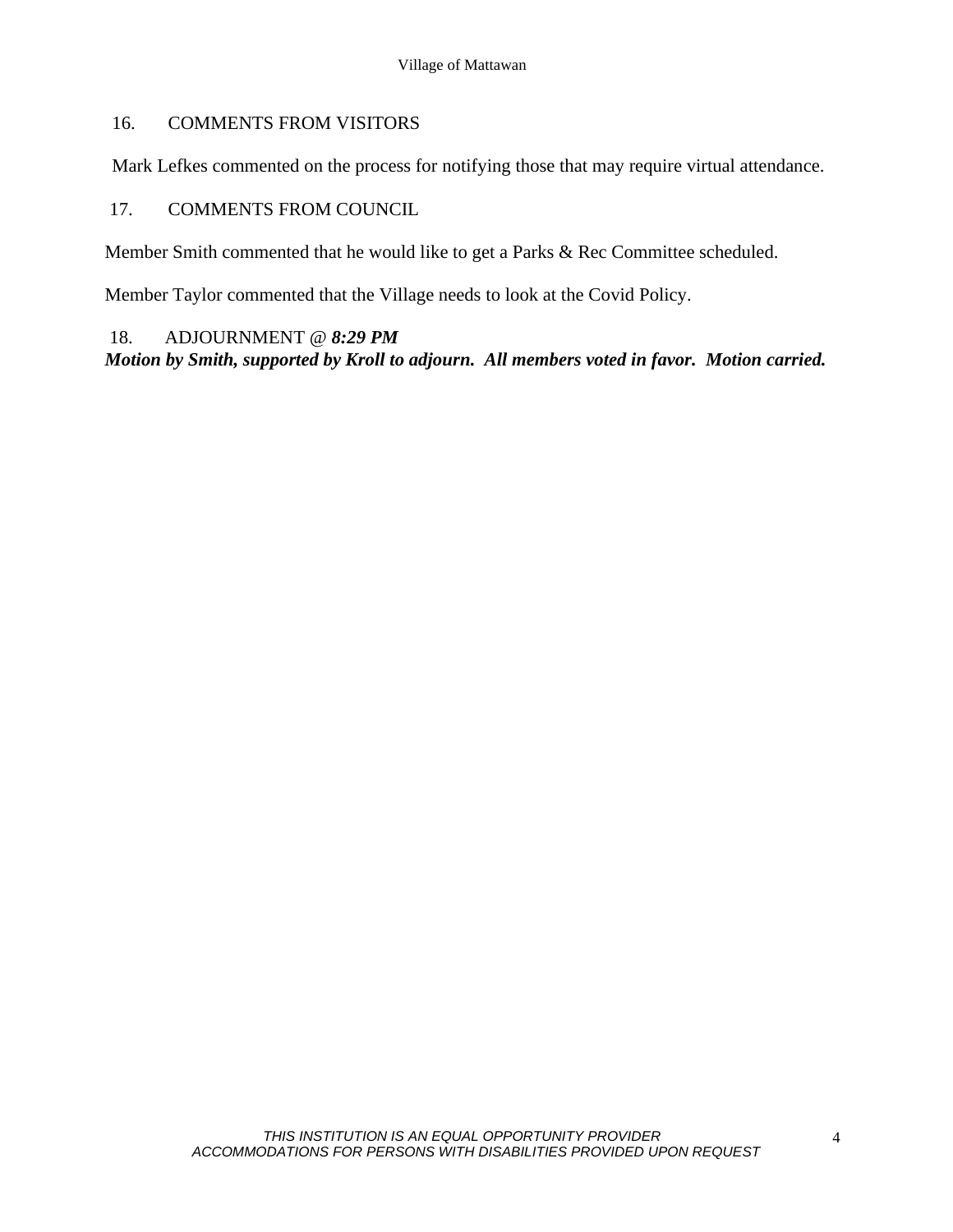16. COMMENTS FROM VISITORS

Mark Lefkes commented on the process for notifying those that may require virtual attendance.

17. COMMENTS FROM COUNCIL

Member Smith commented that he would like to get a Parks & Rec Committee scheduled.

Member Taylor commented that the Village needs to look at the Covid Policy.

18. ADJOURNMENT @ ***8:29 PM***
***Motion by Smith, supported by Kroll to adjourn. All members voted in favor. Motion carried.***

*THIS INSTITUTION IS AN EQUAL OPPORTUNITY PROVIDER*
*ACCOMMODATIONS FOR PERSONS WITH DISABILITIES PROVIDED UPON REQUEST*